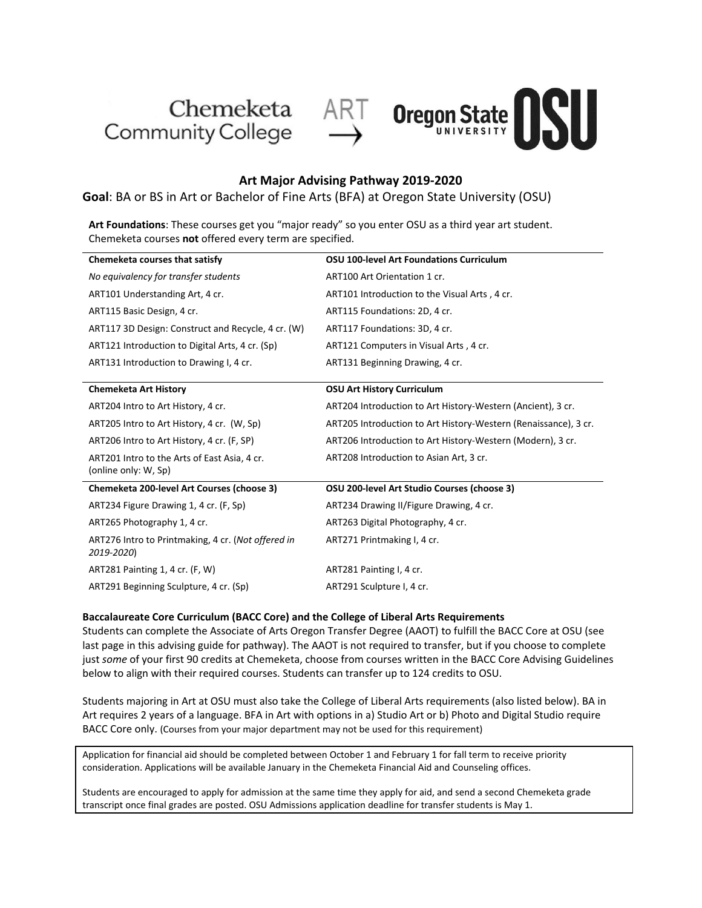Chemeketa Community College ART → Oregon State University OSU

## Art Major Advising Pathway 2019-2020

**Goal**: BA or BS in Art or Bachelor of Fine Arts (BFA) at Oregon State University (OSU)

**Art Foundations**: These courses get you "major ready" so you enter OSU as a third year art student. Chemeketa courses **not** offered every term are specified.

| Chemeketa courses that satisfy | OSU 100-level Art Foundations Curriculum |
|---|---|
| *No equivalency for transfer students* | ART100 Art Orientation 1 cr. |
| ART101 Understanding Art, 4 cr. | ART101 Introduction to the Visual Arts , 4 cr. |
| ART115 Basic Design, 4 cr. | ART115 Foundations: 2D, 4 cr. |
| ART117 3D Design: Construct and Recycle, 4 cr. (W) | ART117 Foundations: 3D, 4 cr. |
| ART121 Introduction to Digital Arts, 4 cr. (Sp) | ART121 Computers in Visual Arts , 4 cr. |
| ART131 Introduction to Drawing I, 4 cr. | ART131 Beginning Drawing, 4 cr. |

| Chemeketa Art History | OSU Art History Curriculum |
|---|---|
| ART204 Intro to Art History, 4 cr. | ART204 Introduction to Art History-Western (Ancient), 3 cr. |
| ART205 Intro to Art History, 4 cr. (W, Sp) | ART205 Introduction to Art History-Western (Renaissance), 3 cr. |
| ART206 Intro to Art History, 4 cr. (F, SP) | ART206 Introduction to Art History-Western (Modern), 3 cr. |
| ART201 Intro to the Arts of East Asia, 4 cr. (online only: W, Sp) | ART208 Introduction to Asian Art, 3 cr. |

| Chemeketa 200-level Art Courses (choose 3) | OSU 200-level Art Studio Courses (choose 3) |
|---|---|
| ART234 Figure Drawing 1, 4 cr. (F, Sp) | ART234 Drawing II/Figure Drawing, 4 cr. |
| ART265 Photography 1, 4 cr. | ART263 Digital Photography, 4 cr. |
| ART276 Intro to Printmaking, 4 cr. (*Not offered in 2019-2020*) | ART271 Printmaking I, 4 cr. |
| ART281 Painting 1, 4 cr. (F, W) | ART281 Painting I, 4 cr. |
| ART291 Beginning Sculpture, 4 cr. (Sp) | ART291 Sculpture I, 4 cr. |

**Baccalaureate Core Curriculum (BACC Core) and the College of Liberal Arts Requirements**

Students can complete the Associate of Arts Oregon Transfer Degree (AAOT) to fulfill the BACC Core at OSU (see last page in this advising guide for pathway). The AAOT is not required to transfer, but if you choose to complete just *some* of your first 90 credits at Chemeketa, choose from courses written in the BACC Core Advising Guidelines below to align with their required courses. Students can transfer up to 124 credits to OSU.

Students majoring in Art at OSU must also take the College of Liberal Arts requirements (also listed below). BA in Art requires 2 years of a language. BFA in Art with options in a) Studio Art or b) Photo and Digital Studio require BACC Core only. (Courses from your major department may not be used for this requirement)

Application for financial aid should be completed between October 1 and February 1 for fall term to receive priority consideration. Applications will be available January in the Chemeketa Financial Aid and Counseling offices.

Students are encouraged to apply for admission at the same time they apply for aid, and send a second Chemeketa grade transcript once final grades are posted. OSU Admissions application deadline for transfer students is May 1.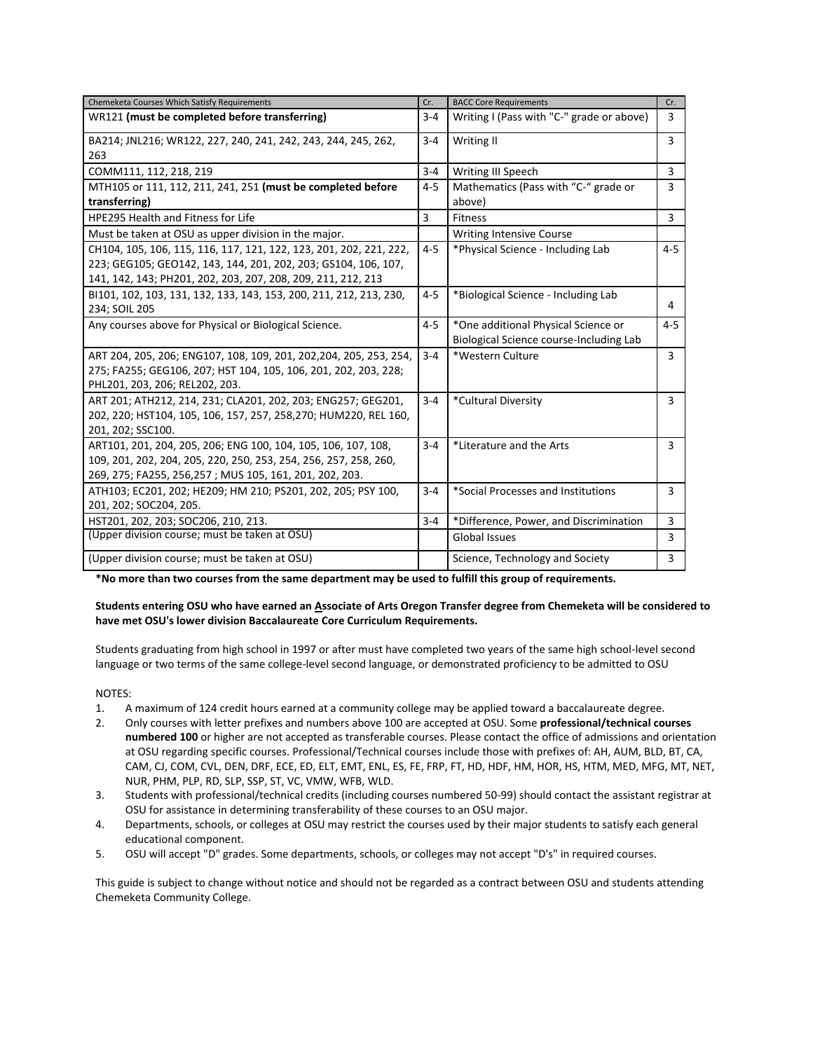| Chemeketa Courses Which Satisfy Requirements | Cr. | BACC Core Requirements | Cr. |
|---|---|---|---|
| WR121 **(must be completed before transferring)** | 3-4 | Writing I (Pass with "C-" grade or above) | 3 |
| BA214; JNL216; WR122, 227, 240, 241, 242, 243, 244, 245, 262, 263 | 3-4 | Writing II | 3 |
| COMM111, 112, 218, 219 | 3-4 | Writing III Speech | 3 |
| MTH105 or 111, 112, 211, 241, 251 **(must be completed before transferring)** | 4-5 | Mathematics (Pass with "C-" grade or above) | 3 |
| HPE295 Health and Fitness for Life | 3 | Fitness | 3 |
| Must be taken at OSU as upper division in the major. | | Writing Intensive Course | |
| CH104, 105, 106, 115, 116, 117, 121, 122, 123, 201, 202, 221, 222, 223; GEG105; GEO142, 143, 144, 201, 202, 203; GS104, 106, 107, 141, 142, 143; PH201, 202, 203, 207, 208, 209, 211, 212, 213 | 4-5 | *Physical Science - Including Lab | 4-5 |
| BI101, 102, 103, 131, 132, 133, 143, 153, 200, 211, 212, 213, 230, 234; SOIL 205 | 4-5 | *Biological Science - Including Lab | 4 |
| Any courses above for Physical or Biological Science. | 4-5 | *One additional Physical Science or Biological Science course-Including Lab | 4-5 |
| ART 204, 205, 206; ENG107, 108, 109, 201, 202,204, 205, 253, 254, 275; FA255; GEG106, 207; HST 104, 105, 106, 201, 202, 203, 228; PHL201, 203, 206; REL202, 203. | 3-4 | *Western Culture | 3 |
| ART 201; ATH212, 214, 231; CLA201, 202, 203; ENG257; GEG201, 202, 220; HST104, 105, 106, 157, 257, 258,270; HUM220, REL 160, 201, 202; SSC100. | 3-4 | *Cultural Diversity | 3 |
| ART101, 201, 204, 205, 206; ENG 100, 104, 105, 106, 107, 108, 109, 201, 202, 204, 205, 220, 250, 253, 254, 256, 257, 258, 260, 269, 275; FA255, 256,257 ; MUS 105, 161, 201, 202, 203. | 3-4 | *Literature and the Arts | 3 |
| ATH103; EC201, 202; HE209; HM 210; PS201, 202, 205; PSY 100, 201, 202; SOC204, 205. | 3-4 | *Social Processes and Institutions | 3 |
| HST201, 202, 203; SOC206, 210, 213. | 3-4 | *Difference, Power, and Discrimination | 3 |
| (Upper division course; must be taken at OSU) | | Global Issues | 3 |
| (Upper division course; must be taken at OSU) | | Science, Technology and Society | 3 |

***No more than two courses from the same department may be used to fulfill this group of requirements.**

**Students entering OSU who have earned an <u>A</u>ssociate of Arts Oregon Transfer degree from Chemeketa will be considered to have met OSU's lower division Baccalaureate Core Curriculum Requirements.**

Students graduating from high school in 1997 or after must have completed two years of the same high school-level second language or two terms of the same college-level second language, or demonstrated proficiency to be admitted to OSU

NOTES:

1. A maximum of 124 credit hours earned at a community college may be applied toward a baccalaureate degree.
2. Only courses with letter prefixes and numbers above 100 are accepted at OSU. Some **professional/technical courses numbered 100** or higher are not accepted as transferable courses. Please contact the office of admissions and orientation at OSU regarding specific courses. Professional/Technical courses include those with prefixes of: AH, AUM, BLD, BT, CA, CAM, CJ, COM, CVL, DEN, DRF, ECE, ED, ELT, EMT, ENL, ES, FE, FRP, FT, HD, HDF, HM, HOR, HS, HTM, MED, MFG, MT, NET, NUR, PHM, PLP, RD, SLP, SSP, ST, VC, VMW, WFB, WLD.
3. Students with professional/technical credits (including courses numbered 50-99) should contact the assistant registrar at OSU for assistance in determining transferability of these courses to an OSU major.
4. Departments, schools, or colleges at OSU may restrict the courses used by their major students to satisfy each general educational component.
5. OSU will accept "D" grades. Some departments, schools, or colleges may not accept "D's" in required courses.

This guide is subject to change without notice and should not be regarded as a contract between OSU and students attending Chemeketa Community College.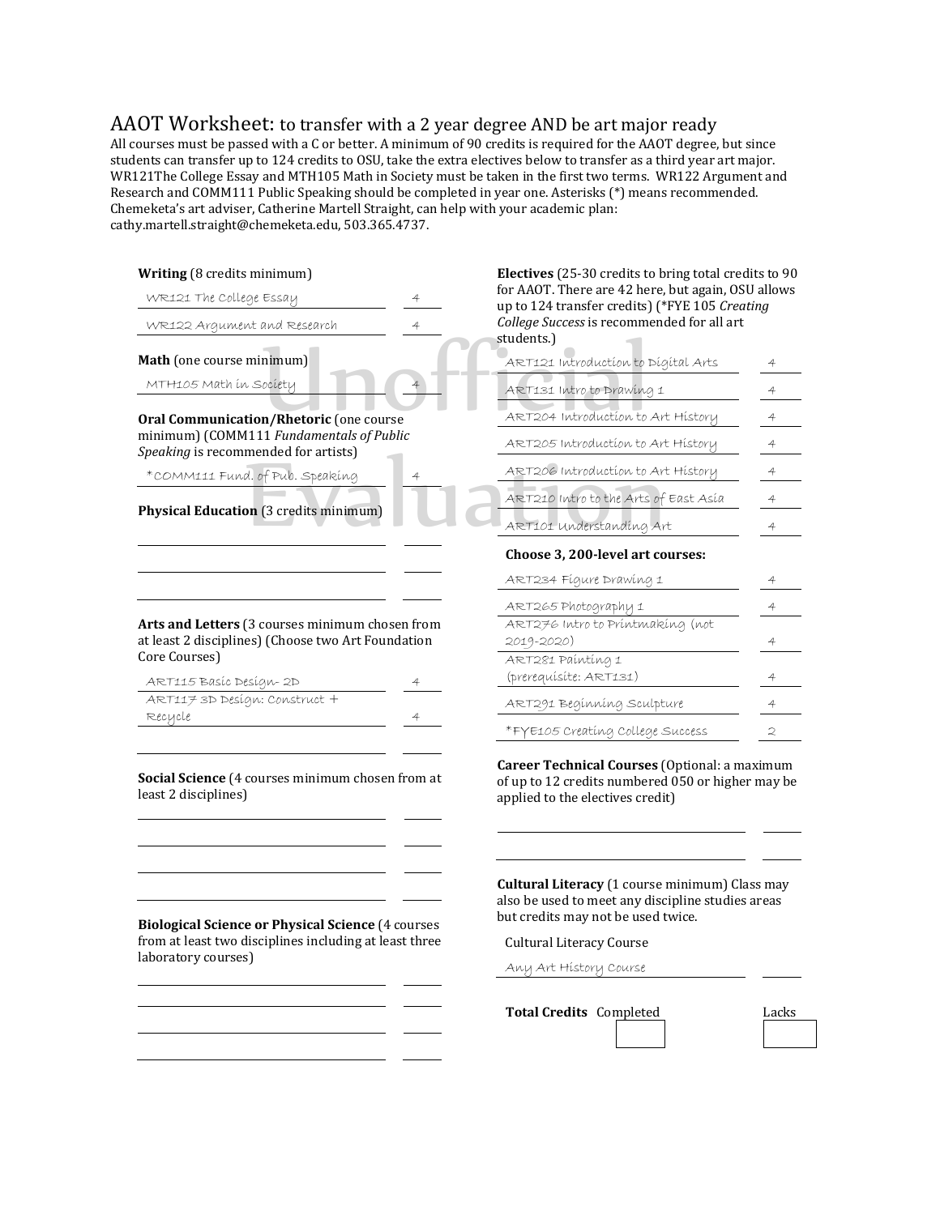# AAOT Worksheet: to transfer with a 2 year degree AND be art major ready

All courses must be passed with a C or better. A minimum of 90 credits is required for the AAOT degree, but since students can transfer up to 124 credits to OSU, take the extra electives below to transfer as a third year art major. WR121The College Essay and MTH105 Math in Society must be taken in the first two terms. WR122 Argument and Research and COMM111 Public Speaking should be completed in year one. Asterisks (*) means recommended. Chemeketa's art adviser, Catherine Martell Straight, can help with your academic plan: cathy.martell.straight@chemeketa.edu, 503.365.4737.

Unofficial Evaluation

**Writing** (8 credits minimum)

| | |
|---|---|
| WR121 The College Essay | 4 |
| WR122 Argument and Research | 4 |

**Math** (one course minimum)

| | |
|---|---|
| MTH105 Math in Society | 4 |

**Oral Communication/Rhetoric** (one course minimum) (COMM111 *Fundamentals of Public Speaking* is recommended for artists)

| | |
|---|---|
| *COMM111 Fund. of Pub. Speaking | 4 |

**Physical Education** (3 credits minimum)

| | |
|---|---|
| | |
| | |
| | |

**Arts and Letters** (3 courses minimum chosen from at least 2 disciplines) (Choose two Art Foundation Core Courses)

| | |
|---|---|
| ART115 Basic Design- 2D | 4 |
| ART117 3D Design: Construct + Recycle | 4 |
| | |

**Social Science** (4 courses minimum chosen from at least 2 disciplines)

| | |
|---|---|
| | |
| | |
| | |
| | |

**Biological Science or Physical Science** (4 courses from at least two disciplines including at least three laboratory courses)

| | |
|---|---|
| | |
| | |
| | |
| | |

**Electives** (25-30 credits to bring total credits to 90 for AAOT. There are 42 here, but again, OSU allows up to 124 transfer credits) (*FYE 105 *Creating College Success* is recommended for all art students.)

| | |
|---|---|
| ART121 Introduction to Digital Arts | 4 |
| ART131 Intro to Drawing 1 | 4 |
| ART204 Introduction to Art History | 4 |
| ART205 Introduction to Art History | 4 |
| ART206 Introduction to Art History | 4 |
| ART210 Intro to the Arts of East Asia | 4 |
| ART101 Understanding Art | 4 |

**Choose 3, 200-level art courses:**

| | |
|---|---|
| ART234 Figure Drawing 1 | 4 |
| ART265 Photography 1 | 4 |
| ART276 Intro to Printmaking (not 2019-2020) | 4 |
| ART281 Painting 1 (prerequisite: ART131) | 4 |
| ART291 Beginning Sculpture | 4 |
| *FYE105 Creating College Success | 2 |

**Career Technical Courses** (Optional: a maximum of up to 12 credits numbered 050 or higher may be applied to the electives credit)

| | |
|---|---|
| | |
| | |

**Cultural Literacy** (1 course minimum) Class may also be used to meet any discipline studies areas but credits may not be used twice.

Cultural Literacy Course

| | |
|---|---|
| Any Art History Course | |

**Total Credits** Completed ____ Lacks ____